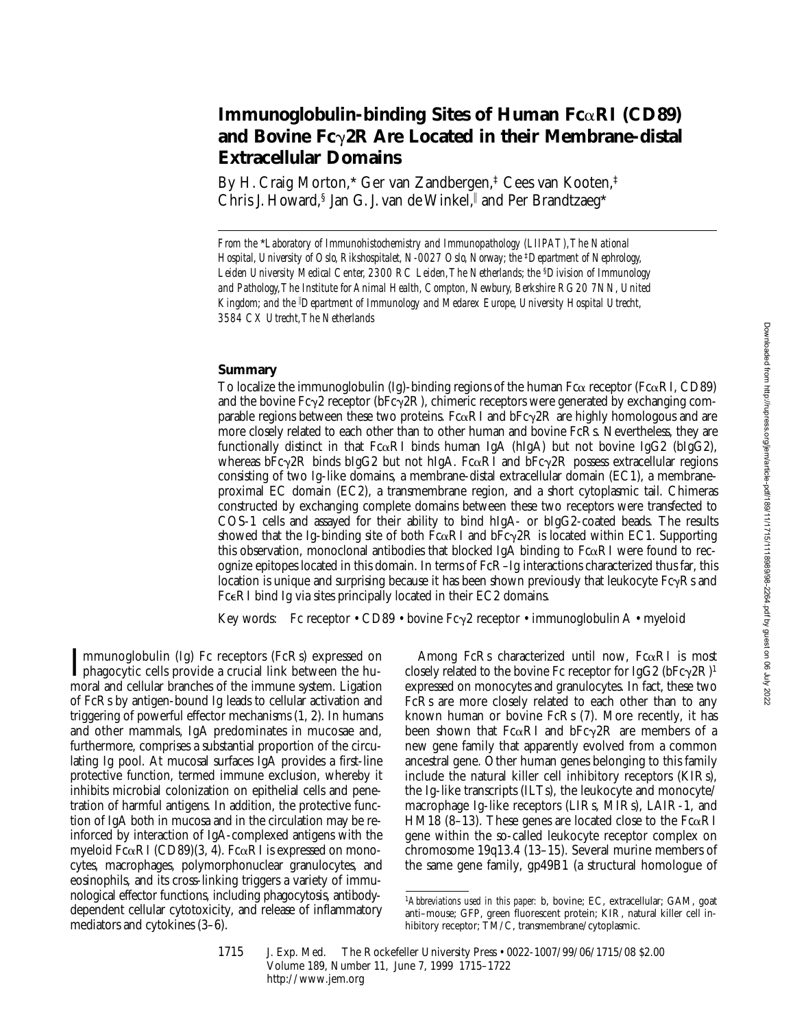# Immunoglobulin-binding Sites of Human FcαRI (CD89) and Bovine Fcγ2R Are Located in their Membrane-distal Extracellular Domains

By H. Craig Morton,* Ger van Zandbergen,‡ Cees van Kooten,‡ Chris J. Howard,§ Jan G. J. van de Winkel,‖ and Per Brandtzaeg*

*From the \*Laboratory of Immunohistochemistry and Immunopathology (LIIPAT), The National Hospital, University of Oslo, Rikshospitalet, N-0027 Oslo, Norway; the ‡Department of Nephrology, Leiden University Medical Center, 2300 RC Leiden, The Netherlands; the §Division of Immunology and Pathology, The Institute for Animal Health, Compton, Newbury, Berkshire RG20 7NN, United Kingdom; and the ‖Department of Immunology and Medarex Europe, University Hospital Utrecht, 3584 CX Utrecht, The Netherlands*

## Summary

To localize the immunoglobulin (Ig)-binding regions of the human Fcα receptor (FcαRI, CD89) and the bovine Fcγ2 receptor (bFcγ2R), chimeric receptors were generated by exchanging comparable regions between these two proteins. FcαRI and bFcγ2R are highly homologous and are more closely related to each other than to other human and bovine FcRs. Nevertheless, they are functionally distinct in that FcαRI binds human IgA (hIgA) but not bovine IgG2 (bIgG2), whereas bFcγ2R binds bIgG2 but not hIgA. FcαRI and bFcγ2R possess extracellular regions consisting of two Ig-like domains, a membrane-distal extracellular domain (EC1), a membrane-proximal EC domain (EC2), a transmembrane region, and a short cytoplasmic tail. Chimeras constructed by exchanging complete domains between these two receptors were transfected to COS-1 cells and assayed for their ability to bind hIgA- or bIgG2-coated beads. The results showed that the Ig-binding site of both FcαRI and bFcγ2R is located within EC1. Supporting this observation, monoclonal antibodies that blocked IgA binding to FcαRI were found to recognize epitopes located in this domain. In terms of FcR–Ig interactions characterized thus far, this location is unique and surprising because it has been shown previously that leukocyte FcγRs and FcεRI bind Ig via sites principally located in their EC2 domains.

Key words: Fc receptor • CD89 • bovine Fcγ2 receptor • immunoglobulin A • myeloid

Immunoglobulin (Ig) Fc receptors (FcRs) expressed on phagocytic cells provide a crucial link between the humoral and cellular branches of the immune system. Ligation of FcRs by antigen-bound Ig leads to cellular activation and triggering of powerful effector mechanisms (1, 2). In humans and other mammals, IgA predominates in mucosae and, furthermore, comprises a substantial proportion of the circulating Ig pool. At mucosal surfaces IgA provides a first-line protective function, termed immune exclusion, whereby it inhibits microbial colonization on epithelial cells and penetration of harmful antigens. In addition, the protective function of IgA both in mucosa and in the circulation may be reinforced by interaction of IgA-complexed antigens with the myeloid FcαRI (CD89)(3, 4). FcαRI is expressed on monocytes, macrophages, polymorphonuclear granulocytes, and eosinophils, and its cross-linking triggers a variety of immunological effector functions, including phagocytosis, antibody-dependent cellular cytotoxicity, and release of inflammatory mediators and cytokines (3–6).

Among FcRs characterized until now, FcαRI is most closely related to the bovine Fc receptor for IgG2 (bFcγ2R)[1] expressed on monocytes and granulocytes. In fact, these two FcRs are more closely related to each other than to any known human or bovine FcRs (7). More recently, it has been shown that FcαRI and bFcγ2R are members of a new gene family that apparently evolved from a common ancestral gene. Other human genes belonging to this family include the natural killer cell inhibitory receptors (KIRs), the Ig-like transcripts (ILTs), the leukocyte and monocyte/macrophage Ig-like receptors (LIRs, MIRs), LAIR-1, and HM18 (8–13). These genes are located close to the FcαRI gene within the so-called leukocyte receptor complex on chromosome 19q13.4 (13–15). Several murine members of the same gene family, gp49B1 (a structural homologue of

[1]*Abbreviations used in this paper:* b, bovine; EC, extracellular; GAM, goat anti–mouse; GFP, green fluorescent protein; KIR, natural killer cell inhibitory receptor; TM/C, transmembrane/cytoplasmic.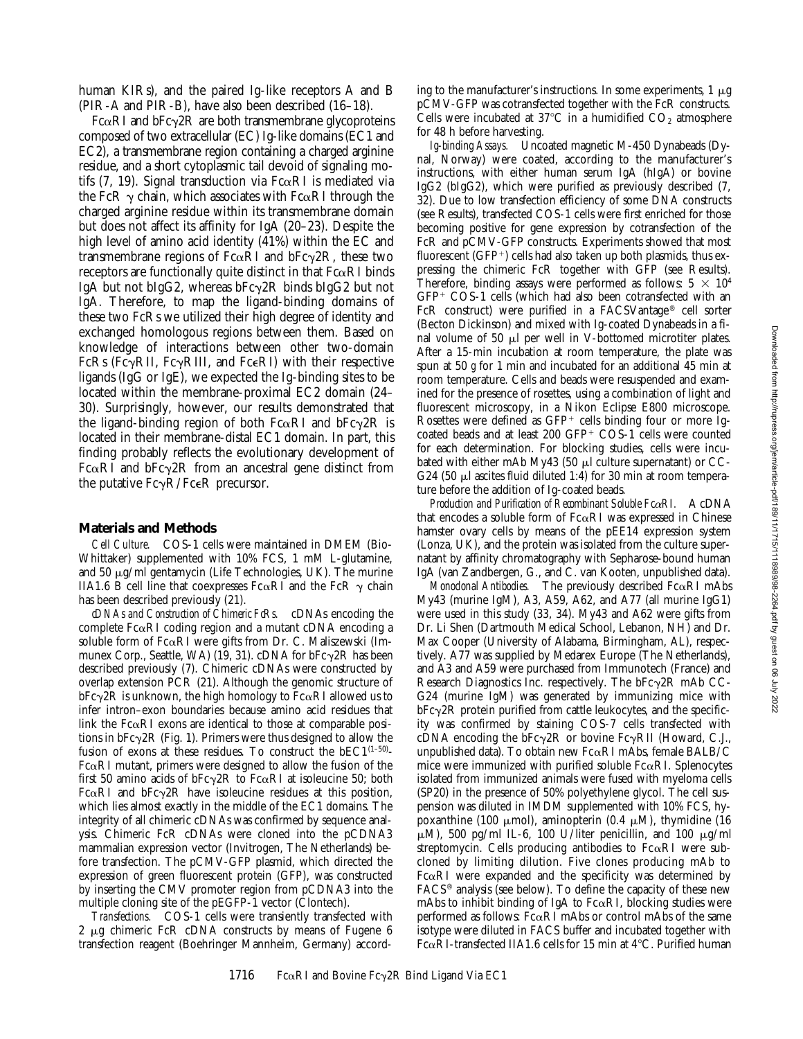human KIRs), and the paired Ig-like receptors A and B (PIR-A and PIR-B), have also been described (16–18).

FcαRI and bFcγ2R are both transmembrane glycoproteins composed of two extracellular (EC) Ig-like domains (EC1 and EC2), a transmembrane region containing a charged arginine residue, and a short cytoplasmic tail devoid of signaling motifs (7, 19). Signal transduction via FcαRI is mediated via the FcR γ chain, which associates with FcαRI through the charged arginine residue within its transmembrane domain but does not affect its affinity for IgA (20–23). Despite the high level of amino acid identity (41%) within the EC and transmembrane regions of FcαRI and bFcγ2R, these two receptors are functionally quite distinct in that FcαRI binds IgA but not bIgG2, whereas bFcγ2R binds bIgG2 but not IgA. Therefore, to map the ligand-binding domains of these two FcRs we utilized their high degree of identity and exchanged homologous regions between them. Based on knowledge of interactions between other two-domain FcRs (FcγRII, FcγRIII, and FcεRI) with their respective ligands (IgG or IgE), we expected the Ig-binding sites to be located within the membrane-proximal EC2 domain (24–30). Surprisingly, however, our results demonstrated that the ligand-binding region of both FcαRI and bFcγ2R is located in their membrane-distal EC1 domain. In part, this finding probably reflects the evolutionary development of FcαRI and bFcγ2R from an ancestral gene distinct from the putative FcγR/FcεR precursor.

## Materials and Methods

*Cell Culture.* COS-1 cells were maintained in DMEM (BioWhittaker) supplemented with 10% FCS, 1 mM L-glutamine, and 50 μg/ml gentamycin (Life Technologies, UK). The murine IIA1.6 B cell line that coexpresses FcαRI and the FcR γ chain has been described previously (21).

*cDNAs and Construction of Chimeric FcRs.* cDNAs encoding the complete FcαRI coding region and a mutant cDNA encoding a soluble form of FcαRI were gifts from Dr. C. Maliszewski (Immunex Corp., Seattle, WA) (19, 31). cDNA for bFcγ2R has been described previously (7). Chimeric cDNAs were constructed by overlap extension PCR (21). Although the genomic structure of bFcγ2R is unknown, the high homology to FcαRI allowed us to infer intron–exon boundaries because amino acid residues that link the FcαRI exons are identical to those at comparable positions in bFcγ2R (Fig. 1). Primers were thus designed to allow the fusion of exons at these residues. To construct the bEC1$^{(1–50)}$-FcαRI mutant, primers were designed to allow the fusion of the first 50 amino acids of bFcγ2R to FcαRI at isoleucine 50; both FcαRI and bFcγ2R have isoleucine residues at this position, which lies almost exactly in the middle of the EC1 domains. The integrity of all chimeric cDNAs was confirmed by sequence analysis. Chimeric FcR cDNAs were cloned into the pCDNA3 mammalian expression vector (Invitrogen, The Netherlands) before transfection. The pCMV-GFP plasmid, which directed the expression of green fluorescent protein (GFP), was constructed by inserting the CMV promoter region from pCDNA3 into the multiple cloning site of the pEGFP-1 vector (Clontech).

*Transfections.* COS-1 cells were transiently transfected with 2 μg chimeric FcR cDNA constructs by means of Fugene 6 transfection reagent (Boehringer Mannheim, Germany) according to the manufacturer's instructions. In some experiments, 1 μg pCMV-GFP was cotransfected together with the FcR constructs. Cells were incubated at 37°C in a humidified $CO_2$ atmosphere for 48 h before harvesting.

*Ig-binding Assays.* Uncoated magnetic M-450 Dynabeads (Dynal, Norway) were coated, according to the manufacturer's instructions, with either human serum IgA (hIgA) or bovine IgG2 (bIgG2), which were purified as previously described (7, 32). Due to low transfection efficiency of some DNA constructs (see Results), transfected COS-1 cells were first enriched for those becoming positive for gene expression by cotransfection of the FcR and pCMV-GFP constructs. Experiments showed that most fluorescent (GFP$^+$) cells had also taken up both plasmids, thus expressing the chimeric FcR together with GFP (see Results). Therefore, binding assays were performed as follows: $5 \times 10^4$ GFP$^+$ COS-1 cells (which had also been cotransfected with an FcR construct) were purified in a FACSVantage® cell sorter (Becton Dickinson) and mixed with Ig-coated Dynabeads in a final volume of 50 μl per well in V-bottomed microtiter plates. After a 15-min incubation at room temperature, the plate was spun at 50 *g* for 1 min and incubated for an additional 45 min at room temperature. Cells and beads were resuspended and examined for the presence of rosettes, using a combination of light and fluorescent microscopy, in a Nikon Eclipse E800 microscope. Rosettes were defined as GFP$^+$ cells binding four or more Ig-coated beads and at least 200 GFP$^+$ COS-1 cells were counted for each determination. For blocking studies, cells were incubated with either mAb My43 (50 μl culture supernatant) or CC-G24 (50 μl ascites fluid diluted 1:4) for 30 min at room temperature before the addition of Ig-coated beads.

*Production and Purification of Recombinant Soluble FcαRI.* A cDNA that encodes a soluble form of FcαRI was expressed in Chinese hamster ovary cells by means of the pEE14 expression system (Lonza, UK), and the protein was isolated from the culture supernatant by affinity chromatography with Sepharose-bound human IgA (van Zandbergen, G., and C. van Kooten, unpublished data).

*Monoclonal Antibodies.* The previously described FcαRI mAbs My43 (murine IgM), A3, A59, A62, and A77 (all murine IgG1) were used in this study (33, 34). My43 and A62 were gifts from Dr. Li Shen (Dartmouth Medical School, Lebanon, NH) and Dr. Max Cooper (University of Alabama, Birmingham, AL), respectively. A77 was supplied by Medarex Europe (The Netherlands), and A3 and A59 were purchased from Immunotech (France) and Research Diagnostics Inc. respectively. The bFcγ2R mAb CC-G24 (murine IgM) was generated by immunizing mice with bFcγ2R protein purified from cattle leukocytes, and the specificity was confirmed by staining COS-7 cells transfected with cDNA encoding the bFcγ2R or bovine FcγRII (Howard, C.J., unpublished data). To obtain new FcαRI mAbs, female BALB/C mice were immunized with purified soluble FcαRI. Splenocytes isolated from immunized animals were fused with myeloma cells (SP20) in the presence of 50% polyethylene glycol. The cell suspension was diluted in IMDM supplemented with 10% FCS, hypoxanthine (100 μmol), aminopterin (0.4 μM), thymidine (16 μM), 500 pg/ml IL-6, 100 U/liter penicillin, and 100 μg/ml streptomycin. Cells producing antibodies to FcαRI were subcloned by limiting dilution. Five clones producing mAb to FcαRI were expanded and the specificity was determined by FACS® analysis (see below). To define the capacity of these new mAbs to inhibit binding of IgA to FcαRI, blocking studies were performed as follows: FcαRI mAbs or control mAbs of the same isotype were diluted in FACS buffer and incubated together with FcαRI-transfected IIA1.6 cells for 15 min at 4°C. Purified human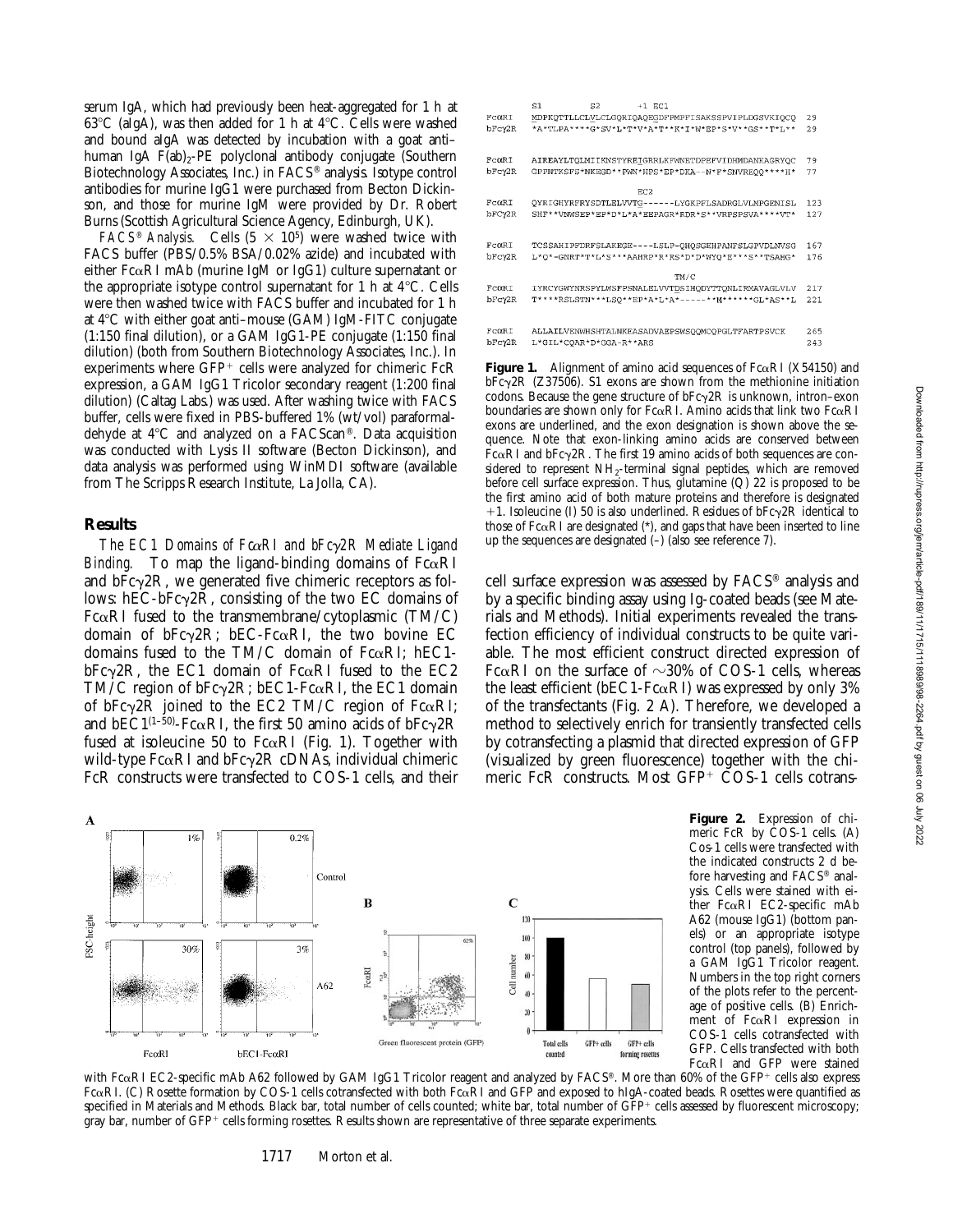serum IgA, which had previously been heat-aggregated for 1 h at 63°C (aIgA), was then added for 1 h at 4°C. Cells were washed and bound aIgA was detected by incubation with a goat anti–human IgA F(ab)$_2$-PE polyclonal antibody conjugate (Southern Biotechnology Associates, Inc.) in FACS® analysis. Isotype control antibodies for murine IgG1 were purchased from Becton Dickinson, and those for murine IgM were provided by Dr. Robert Burns (Scottish Agricultural Science Agency, Edinburgh, UK).

*FACS® Analysis.* Cells ($5 \times 10^5$) were washed twice with FACS buffer (PBS/0.5% BSA/0.02% azide) and incubated with either FcαRI mAb (murine IgM or IgG1) culture supernatant or the appropriate isotype control supernatant for 1 h at 4°C. Cells were then washed twice with FACS buffer and incubated for 1 h at 4°C with either goat anti–mouse (GAM) IgM-FITC conjugate (1:150 final dilution), or a GAM IgG1-PE conjugate (1:150 final dilution) (both from Southern Biotechnology Associates, Inc.). In experiments where GFP$^+$ cells were analyzed for chimeric FcR expression, a GAM IgG1 Tricolor secondary reagent (1:200 final dilution) (Caltag Labs.) was used. After washing twice with FACS buffer, cells were fixed in PBS-buffered 1% (wt/vol) paraformaldehyde at 4°C and analyzed on a FACScan®. Data acquisition was conducted with Lysis II software (Becton Dickinson), and data analysis was performed using WinMDI software (available from The Scripps Research Institute, La Jolla, CA).

## Results

*The EC1 Domains of FcαRI and bFcγ2R Mediate Ligand Binding.* To map the ligand-binding domains of FcαRI and bFcγ2R, we generated five chimeric receptors as follows: hEC-bFcγ2R, consisting of the two EC domains of FcαRI fused to the transmembrane/cytoplasmic (TM/C) domain of bFcγ2R; bEC-FcαRI, the two bovine EC domains fused to the TM/C domain of FcαRI; hEC1-bFcγ2R, the EC1 domain of FcαRI fused to the EC2 TM/C region of bFcγ2R; bEC1-FcαRI, the EC1 domain of bFcγ2R joined to the EC2 TM/C region of FcαRI; and bEC1$^{(1–50)}$-FcαRI, the first 50 amino acids of bFcγ2R fused at isoleucine 50 to FcαRI (Fig. 1). Together with wild-type FcαRI and bFcγ2R cDNAs, individual chimeric FcR constructs were transfected to COS-1 cells, and their cell surface expression was assessed by FACS® analysis and by a specific binding assay using Ig-coated beads (see Materials and Methods). Initial experiments revealed the transfection efficiency of individual constructs to be quite variable. The most efficient construct directed expression of FcαRI on the surface of ~30% of COS-1 cells, whereas the least efficient (bEC1-FcαRI) was expressed by only 3% of the transfectants (Fig. 2 A). Therefore, we developed a method to selectively enrich for transiently transfected cells by cotransfecting a plasmid that directed expression of GFP (visualized by green fluorescence) together with the chimeric FcR constructs. Most GFP$^+$ COS-1 cells cotrans-

```
        S1          S2         +1 EC1
FcαRI   MDPKQTTLLCLVLCLGQRIQAQEGDFPMPFISAKSSPVIPLDGSVKIQCQ   29
bFcγ2R  *A*TLPA****G*SV*L*T*V*A*T**K*I*N*EP*S*V**GS**T*L**   29

FcαRI   AIREAYLTQLMIIKNSTYREIGRRLKFWNETDPEFVIDHMDANKAGRYQC   79
bFcγ2R  GPPNTKSFS*NKEGD**FWN*HPS*EP*DKA--N*F*SNVREQQ****H*   77

                              EC2
FcαRI   QYRIGHYRFRYSDTLELVVTG------LYGKPFLSADRGLVLMPGENISL  123
bFcγ2R  SHF**VNWSEP*EP*D*L*A*EEPAGR*RDR*S**VRPSPSVA****VT*  127

FcαRI   TCSSAHIPFDRFSLAKEGE----LSLP-QHQSGEHPANFSLGPVDLNVSG  167
bFcγ2R  L*Q*-GNRT*T*L*S***AAHRP*R*RS*D*D*WYQ*E***S**TSAHG*  176

                              TM/C
FcαRI   IYRCYGWYNRSPYLWSFPSNALELVVTDSIHQDYTTQNLIRMAVAGLVLV  217
bFcγ2R  T****RSLSTN***LSQ**EP*A*L*A*-----**M*****GL*AS**L  221

FcαRI   ALLAILVENWHSHTALNKEASADVAEPSWSQQMCQPGLTFARTPSVCK   265
bFcγ2R  L*GIL*CQAR*D*GGA-R**ARS                            243
```

**Figure 1.** Alignment of amino acid sequences of FcαRI (X54150) and bFcγ2R (Z37506). S1 exons are shown from the methionine initiation codons. Because the gene structure of bFcγ2R is unknown, intron–exon boundaries are shown only for FcαRI. Amino acids that link two FcαRI exons are underlined, and the exon designation is shown above the sequence. Note that exon-linking amino acids are conserved between FcαRI and bFcγ2R. The first 19 amino acids of both sequences are considered to represent NH$_2$-terminal signal peptides, which are removed before cell surface expression. Thus, glutamine (Q) 22 is proposed to be the first amino acid of both mature proteins and therefore is designated +1. Isoleucine (I) 50 is also underlined. Residues of bFcγ2R identical to those of FcαRI are designated (*), and gaps that have been inserted to line up the sequences are designated (–) (also see reference 7).

**Figure 2.** Expression of chimeric FcR by COS-1 cells. (A) Cos-1 cells were transfected with the indicated constructs 2 d before harvesting and FACS® analysis. Cells were stained with either FcαRI EC2-specific mAb A62 (mouse IgG1) (bottom panels) or an appropriate isotype control (top panels), followed by a GAM IgG1 Tricolor reagent. Numbers in the top right corners of the plots refer to the percentage of positive cells. (B) Enrichment of FcαRI expression in COS-1 cells cotransfected with GFP. Cells transfected with both FcαRI and GFP were stained with FcαRI EC2-specific mAb A62 followed by GAM IgG1 Tricolor reagent and analyzed by FACS®. More than 60% of the GFP$^+$ cells also express FcαRI. (C) Rosette formation by COS-1 cells cotransfected with both FcαRI and GFP and exposed to hIgA-coated beads. Rosettes were quantified as specified in Materials and Methods. Black bar, total number of cells counted; white bar, total number of GFP$^+$ cells assessed by fluorescent microscopy; gray bar, number of GFP$^+$ cells forming rosettes. Results shown are representative of three separate experiments.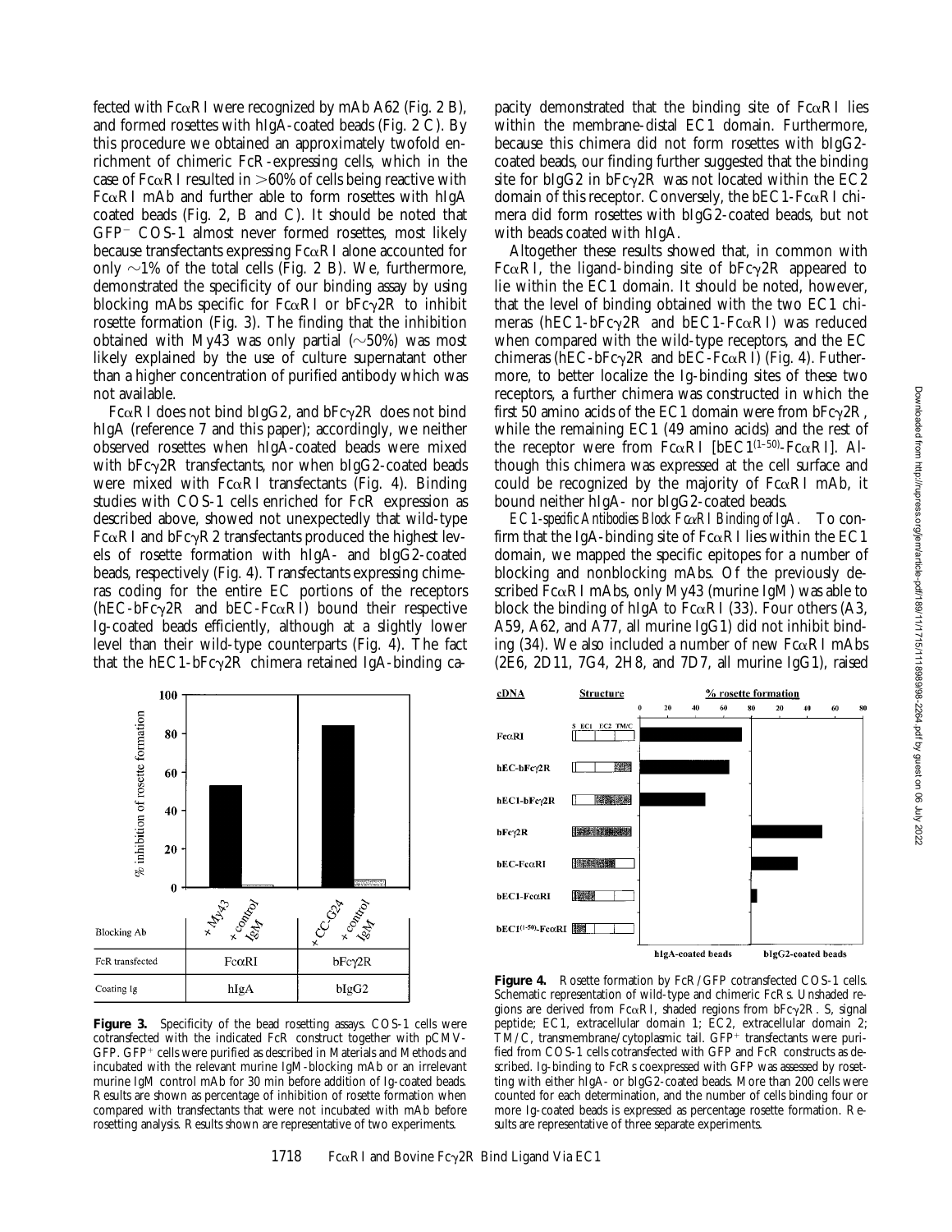fected with FcαRI were recognized by mAb A62 (Fig. 2 B), and formed rosettes with hIgA-coated beads (Fig. 2 C). By this procedure we obtained an approximately twofold enrichment of chimeric FcR-expressing cells, which in the case of FcαRI resulted in >60% of cells being reactive with FcαRI mAb and further able to form rosettes with hIgA coated beads (Fig. 2, B and C). It should be noted that GFP⁻ COS-1 almost never formed rosettes, most likely because transfectants expressing FcαRI alone accounted for only ~1% of the total cells (Fig. 2 B). We, furthermore, demonstrated the specificity of our binding assay by using blocking mAbs specific for FcαRI or bFcγ2R to inhibit rosette formation (Fig. 3). The finding that the inhibition obtained with My43 was only partial (~50%) was most likely explained by the use of culture supernatant other than a higher concentration of purified antibody which was not available.

FcαRI does not bind bIgG2, and bFcγ2R does not bind hIgA (reference 7 and this paper); accordingly, we neither observed rosettes when hIgA-coated beads were mixed with bFcγ2R transfectants, nor when bIgG2-coated beads were mixed with FcαRI transfectants (Fig. 4). Binding studies with COS-1 cells enriched for FcR expression as described above, showed not unexpectedly that wild-type FcαRI and bFcγR2 transfectants produced the highest levels of rosette formation with hIgA- and bIgG2-coated beads, respectively (Fig. 4). Transfectants expressing chimeras coding for the entire EC portions of the receptors (hEC-bFcγ2R and bEC-FcαRI) bound their respective Ig-coated beads efficiently, although at a slightly lower level than their wild-type counterparts (Fig. 4). The fact that the hEC1-bFcγ2R chimera retained IgA-binding capacity demonstrated that the binding site of FcαRI lies within the membrane-distal EC1 domain. Furthermore, because this chimera did not form rosettes with bIgG2-coated beads, our finding further suggested that the binding site for bIgG2 in bFcγ2R was not located within the EC2 domain of this receptor. Conversely, the bEC1-FcαRI chimera did form rosettes with bIgG2-coated beads, but not with beads coated with hIgA.

Altogether these results showed that, in common with FcαRI, the ligand-binding site of bFcγ2R appeared to lie within the EC1 domain. It should be noted, however, that the level of binding obtained with the two EC1 chimeras (hEC1-bFcγ2R and bEC1-FcαRI) was reduced when compared with the wild-type receptors, and the EC chimeras (hEC-bFcγ2R and bEC-FcαRI) (Fig. 4). Futhermore, to better localize the Ig-binding sites of these two receptors, a further chimera was constructed in which the first 50 amino acids of the EC1 domain were from bFcγ2R, while the remaining EC1 (49 amino acids) and the rest of the receptor were from FcαRI [bEC1$^{(1–50)}$-FcαRI]. Although this chimera was expressed at the cell surface and could be recognized by the majority of FcαRI mAb, it bound neither hIgA- nor bIgG2-coated beads.

*EC1-specific Antibodies Block FcαRI Binding of IgA.* To confirm that the IgA-binding site of FcαRI lies within the EC1 domain, we mapped the specific epitopes for a number of blocking and nonblocking mAbs. Of the previously described FcαRI mAbs, only My43 (murine IgM) was able to block the binding of hIgA to FcαRI (33). Four others (A3, A59, A62, and A77, all murine IgG1) did not inhibit binding (34). We also included a number of new FcαRI mAbs (2E6, 2D11, 7G4, 2H8, and 7D7, all murine IgG1), raised

**Figure 3.** Specificity of the bead rosetting assays. COS-1 cells were cotransfected with the indicated FcR construct together with pCMV-GFP. GFP⁺ cells were purified as described in Materials and Methods and incubated with the relevant murine IgM-blocking mAb or an irrelevant murine IgM control mAb for 30 min before addition of Ig-coated beads. Results are shown as percentage of inhibition of rosette formation when compared with transfectants that were not incubated with mAb before rosetting analysis. Results shown are representative of two experiments.

**Figure 4.** Rosette formation by FcR/GFP cotransfected COS-1 cells. Schematic representation of wild-type and chimeric FcRs. Unshaded regions are derived from FcαRI, shaded regions from bFcγ2R. S, signal peptide; EC1, extracellular domain 1; EC2, extracellular domain 2; TM/C, transmembrane/cytoplasmic tail. GFP⁺ transfectants were purified from COS-1 cells cotransfected with GFP and FcR constructs as described. Ig-binding to FcRs coexpressed with GFP was assessed by rosetting with either hIgA- or bIgG2-coated beads. More than 200 cells were counted for each determination, and the number of cells binding four or more Ig-coated beads is expressed as percentage rosette formation. Results are representative of three separate experiments.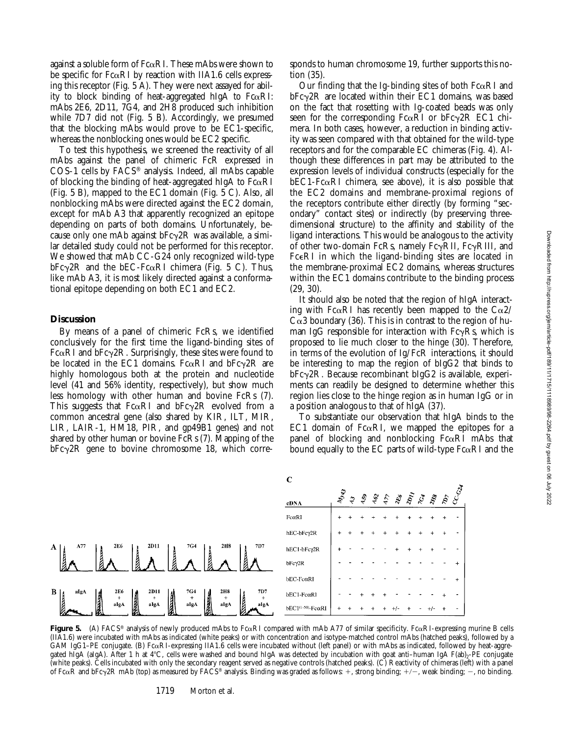against a soluble form of FcαRI. These mAbs were shown to be specific for FcαRI by reaction with IIA1.6 cells expressing this receptor (Fig. 5 A). They were next assayed for ability to block binding of heat-aggregated hIgA to FcαRI: mAbs 2E6, 2D11, 7G4, and 2H8 produced such inhibition while 7D7 did not (Fig. 5 B). Accordingly, we presumed that the blocking mAbs would prove to be EC1-specific, whereas the nonblocking ones would be EC2 specific.

To test this hypothesis, we screened the reactivity of all mAbs against the panel of chimeric FcR expressed in COS-1 cells by FACS® analysis. Indeed, all mAbs capable of blocking the binding of heat-aggregated hIgA (Fig. 5 B), mapped to the EC1 domain (Fig. 5 C). Also, all nonblocking mAbs were directed against the EC2 domain, except for mAb A3 that apparently recognized an epitope depending on parts of both domains. Unfortunately, because only one mAb against bFcγ2R was available, a similar detailed study could not be performed for this receptor. We showed that mAb CC-G24 only recognized wild-type bFcγ2R and the bEC-FcαRI chimera (Fig. 5 C). Thus, like mAb A3, it is most likely directed against a conformational epitope depending on both EC1 and EC2.

## Discussion

By means of a panel of chimeric FcRs, we identified conclusively for the first time the ligand-binding sites of FcαRI and bFcγ2R. Surprisingly, these sites were found to be located in the EC1 domains. FcαRI and bFcγ2R are highly homologous both at the protein and nucleotide level (41 and 56% identity, respectively), but show much less homology with other human and bovine FcRs (7). This suggests that FcαRI and bFcγ2R evolved from a common ancestral gene (also shared by KIR, ILT, MIR, LIR, LAIR-1, HM18, PIR, and gp49B1 genes) and not shared by other human or bovine FcRs (7). Mapping of the bFcγ2R gene to bovine chromosome 18, which corresponds to human chromosome 19, further supports this notion (35).

Our finding that the Ig-binding sites of both FcαRI and bFcγ2R are located within their EC1 domains, was based on the fact that rosetting with Ig-coated beads was only seen for the corresponding FcαRI or bFcγ2R EC1 chimera. In both cases, however, a reduction in binding activity was seen compared with that obtained for the wild-type receptors and for the comparable EC chimeras (Fig. 4). Although these differences in part may be attributed to the expression levels of individual constructs (especially for the bEC1-FcαRI chimera, see above), it is also possible that the EC2 domains and membrane-proximal regions of the receptors contribute either directly (by forming "secondary" contact sites) or indirectly (by preserving three-dimensional structure) to the affinity and stability of the ligand interactions. This would be analogous to the activity of other two-domain FcRs, namely FcγRII, FcγRIII, and FcεRI in which the ligand-binding sites are located in the membrane-proximal EC2 domains, whereas structures within the EC1 domains contribute to the binding process (29, 30).

It should also be noted that the region of hIgA interacting with FcαRI has recently been mapped to the Cα2/Cα3 boundary (36). This is in contrast to the region of human IgG responsible for interaction with FcγRs, which is proposed to lie much closer to the hinge (30). Therefore, in terms of the evolution of Ig/FcR interactions, it should be interesting to map the region of bIgG2 that binds to bFcγ2R. Because recombinant bIgG2 is available, experiments can readily be designed to determine whether this region lies close to the hinge region as in human IgG or in a position analogous to that of hIgA (37).

To substantiate our observation that hIgA binds to the EC1 domain of FcαRI, we mapped the epitopes for a panel of blocking and nonblocking FcαRI mAbs that bound equally to the EC parts of wild-type FcαRI and the

C

| cDNA | My43 | A3 | A59 | A62 | A77 | 2E6 | 2D11 | 7G4 | 2H8 | 7D7 | CC-G24 |
|---|---|---|---|---|---|---|---|---|---|---|---|
| FcαRI | + | + | + | + | + | + | + | + | + | + | - |
| hEC-bFcγ2R | + | + | + | + | + | + | + | + | + | + | - |
| hEC1-bFcγ2R | + | - | - | - | - | + | + | + | + | - | - |
| bFcγ2R | - | - | - | - | - | - | - | - | - | - | + |
| bEC-FcαRI | - | - | - | - | - | - | - | - | - | - | + |
| bEC1-FcαRI | - | - | + | + | + | - | - | - | - | + | - |
| bEC1(1-50)-FcαRI | + | + | + | + | + | +/- | + | - | +/- | + | - |

**Figure 5.** (A) FACS® analysis of newly produced mAbs to FcαRI compared with mAb A77 of similar specificity. FcαRI-expressing murine B cells (IIA1.6) were incubated with mAbs as indicated (white peaks) or with concentration and isotype-matched control mAbs (hatched peaks), followed by a GAM IgG1–PE conjugate. (B) FcαRI-expressing IIA1.6 cells were incubated without (left panel) or with mAbs as indicated, followed by heat-aggregated hIgA (aIgA). After 1 h at 4°C, cells were washed and bound hIgA was detected by incubation with goat anti–human IgA $F(ab)_2$-PE conjugate (white peaks). Cells incubated with only the secondary reagent served as negative controls (hatched peaks). (C) Reactivity of chimeras (left) with a panel of FcαR and bFcγ2R mAb (top) as measured by FACS® analysis. Binding was graded as follows: +, strong binding; +/−, weak binding; −, no binding.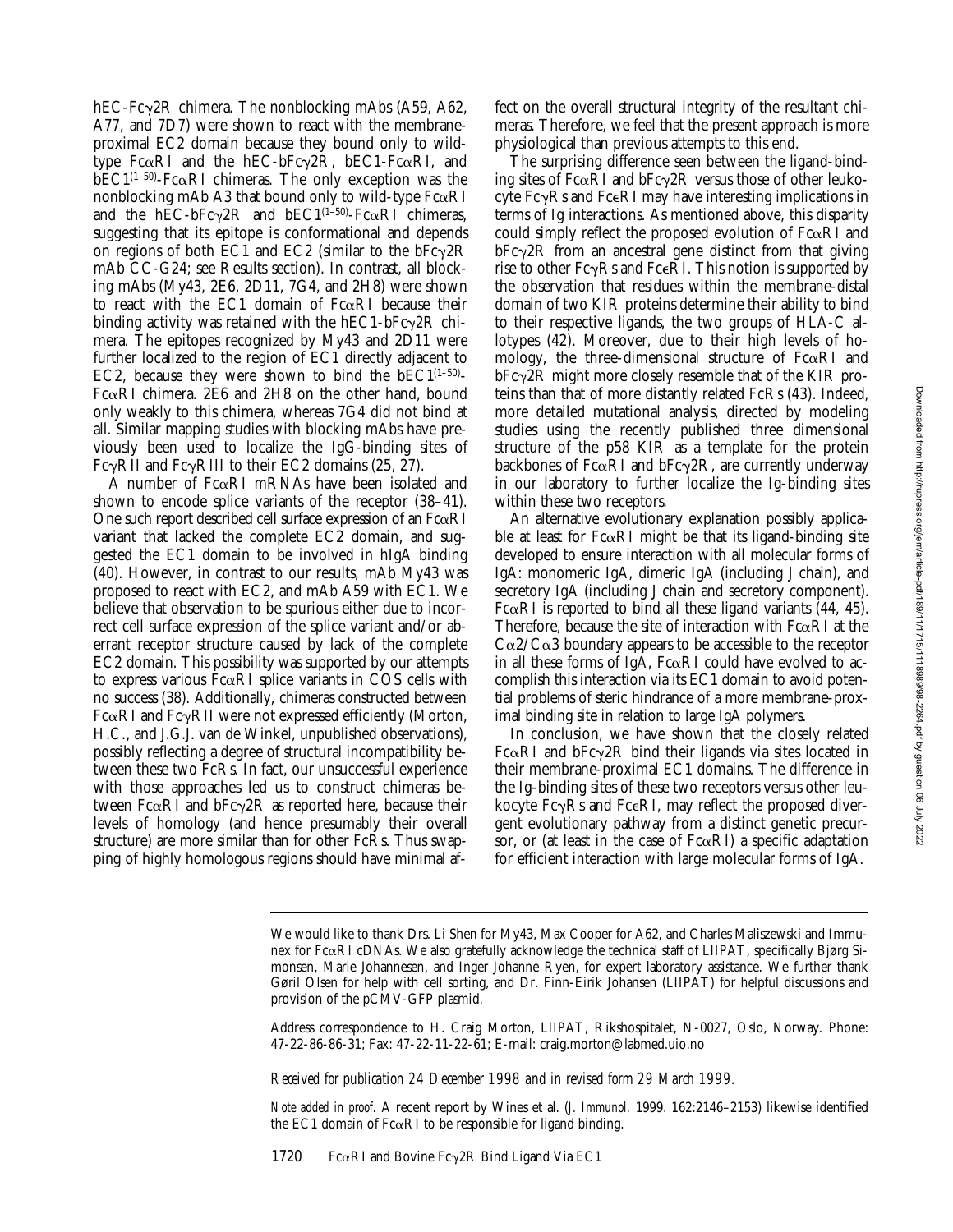hEC-Fcγ2R chimera. The nonblocking mAbs (A59, A62, A77, and 7D7) were shown to react with the membrane-proximal EC2 domain because they bound only to wild-type FcαRI and the hEC-bFcγ2R, bEC1-FcαRI, and bEC1$^{(1–50)}$-FcαRI chimeras. The only exception was the nonblocking mAb A3 that bound only to wild-type FcαRI and the hEC-bFcγ2R and bEC1$^{(1–50)}$-FcαRI chimeras, suggesting that its epitope is conformational and depends on regions of both EC1 and EC2 (similar to the bFcγ2R mAb CC-G24; see Results section). In contrast, all blocking mAbs (My43, 2E6, 2D11, 7G4, and 2H8) were shown to react with the EC1 domain of FcαRI because their binding activity was retained with the hEC1-bFcγ2R chimera. The epitopes recognized by My43 and 2D11 were further localized to the region of EC1 directly adjacent to EC2, because they were shown to bind the bEC1$^{(1–50)}$-FcαRI chimera. 2E6 and 2H8 on the other hand, bound only weakly to this chimera, whereas 7G4 did not bind at all. Similar mapping studies with blocking mAbs have previously been used to localize the IgG-binding sites of FcγRII and FcγRIII to their EC2 domains (25, 27).

A number of FcαRI mRNAs have been isolated and shown to encode splice variants of the receptor (38–41). One such report described cell surface expression of an FcαRI variant that lacked the complete EC2 domain, and suggested the EC1 domain to be involved in hIgA binding (40). However, in contrast to our results, mAb My43 was proposed to react with EC2, and mAb A59 with EC1. We believe that observation to be spurious either due to incorrect cell surface expression of the splice variant and/or aberrant receptor structure caused by lack of the complete EC2 domain. This possibility was supported by our attempts to express various FcαRI splice variants in COS cells with no success (38). Additionally, chimeras constructed between FcαRI and FcγRII were not expressed efficiently (Morton, H.C., and J.G.J. van de Winkel, unpublished observations), possibly reflecting a degree of structural incompatibility between these two FcRs. In fact, our unsuccessful experience with those approaches led us to construct chimeras between FcαRI and bFcγ2R as reported here, because their levels of homology (and hence presumably their overall structure) are more similar than for other FcRs. Thus swapping of highly homologous regions should have minimal effect on the overall structural integrity of the resultant chimeras. Therefore, we feel that the present approach is more physiological than previous attempts to this end.

The surprising difference seen between the ligand-binding sites of FcαRI and bFcγ2R versus those of other leukocyte FcγRs and FcεRI may have interesting implications in terms of Ig interactions. As mentioned above, this disparity could simply reflect the proposed evolution of FcαRI and bFcγ2R from an ancestral gene distinct from that giving rise to other FcγRs and FcεRI. This notion is supported by the observation that residues within the membrane-distal domain of two KIR proteins determine their ability to bind to their respective ligands, the two groups of HLA-C allotypes (42). Moreover, due to their high levels of homology, the three-dimensional structure of FcαRI and bFcγ2R might more closely resemble that of the KIR proteins than that of more distantly related FcRs (43). Indeed, more detailed mutational analysis, directed by modeling studies using the recently published three dimensional structure of the p58 KIR as a template for the protein backbones of FcαRI and bFcγ2R, are currently underway in our laboratory to further localize the Ig-binding sites within these two receptors.

An alternative evolutionary explanation possibly applicable at least for FcαRI might be that its ligand-binding site developed to ensure interaction with all molecular forms of IgA: monomeric IgA, dimeric IgA (including J chain), and secretory IgA (including J chain and secretory component). FcαRI is reported to bind all these ligand variants (44, 45). Therefore, because the site of interaction with FcαRI at the Cα2/Cα3 boundary appears to be accessible to the receptor in all these forms of IgA, FcαRI could have evolved to accomplish this interaction via its EC1 domain to avoid potential problems of steric hindrance of a more membrane-proximal binding site in relation to large IgA polymers.

In conclusion, we have shown that the closely related FcαRI and bFcγ2R bind their ligands via sites located in their membrane-proximal EC1 domains. The difference in the Ig-binding sites of these two receptors versus other leukocyte FcγRs and FcεRI, may reflect the proposed divergent evolutionary pathway from a distinct genetic precursor, or (at least in the case of FcαRI) a specific adaptation for efficient interaction with large molecular forms of IgA.

---

We would like to thank Drs. Li Shen for My43, Max Cooper for A62, and Charles Maliszewski and Immunex for FcαRI cDNAs. We also gratefully acknowledge the technical staff of LIIPAT, specifically Bjørg Simonsen, Marie Johannesen, and Inger Johanne Ryen, for expert laboratory assistance. We further thank Gøril Olsen for help with cell sorting, and Dr. Finn-Eirik Johansen (LIIPAT) for helpful discussions and provision of the pCMV-GFP plasmid.

Address correspondence to H. Craig Morton, LIIPAT, Rikshospitalet, N-0027, Oslo, Norway. Phone: 47-22-86-86-31; Fax: 47-22-11-22-61; E-mail: craig.morton@labmed.uio.no

*Received for publication 24 December 1998 and in revised form 29 March 1999.*

*Note added in proof.* A recent report by Wines et al. (*J. Immunol.* 1999. 162:2146–2153) likewise identified the EC1 domain of FcαRI to be responsible for ligand binding.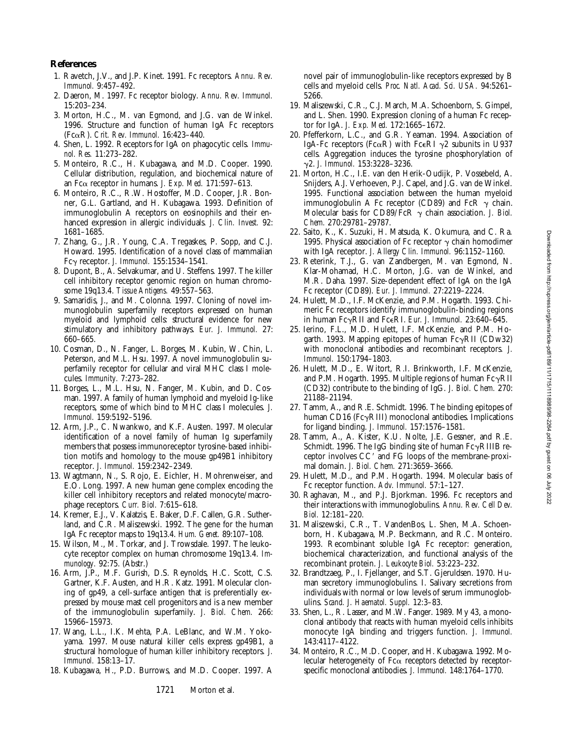## References

1. Ravetch, J.V., and J.P. Kinet. 1991. Fc receptors. *Annu. Rev. Immunol.* 9:457–492.
2. Daeron, M. 1997. Fc receptor biology. *Annu. Rev. Immunol.* 15:203–234.
3. Morton, H.C., M. van Egmond, and J.G. van de Winkel. 1996. Structure and function of human IgA Fc receptors (FcαR). *Crit. Rev. Immunol.* 16:423–440.
4. Shen, L. 1992. Receptors for IgA on phagocytic cells. *Immunol. Res.* 11:273–282.
5. Monteiro, R.C., H. Kubagawa, and M.D. Cooper. 1990. Cellular distribution, regulation, and biochemical nature of an Fcα receptor in humans. *J. Exp. Med.* 171:597–613.
6. Monteiro, R.C., R.W. Hostoffer, M.D. Cooper, J.R. Bonner, G.L. Gartland, and H. Kubagawa. 1993. Definition of immunoglobulin A receptors on eosinophils and their enhanced expression in allergic individuals. *J. Clin. Invest.* 92: 1681–1685.
7. Zhang, G., J.R. Young, C.A. Tregaskes, P. Sopp, and C.J. Howard. 1995. Identification of a novel class of mammalian Fcγ receptor. *J. Immunol.* 155:1534–1541.
8. Dupont, B., A. Selvakumar, and U. Steffens. 1997. The killer cell inhibitory receptor genomic region on human chromosome 19q13.4. *Tissue Antigens.* 49:557–563.
9. Samaridis, J., and M. Colonna. 1997. Cloning of novel immunoglobulin superfamily receptors expressed on human myeloid and lymphoid cells: structural evidence for new stimulatory and inhibitory pathways. *Eur. J. Immunol.* 27: 660–665.
10. Cosman, D., N. Fanger, L. Borges, M. Kubin, W. Chin, L. Peterson, and M.L. Hsu. 1997. A novel immunoglobulin superfamily receptor for cellular and viral MHC class I molecules. *Immunity.* 7:273–282.
11. Borges, L., M.L. Hsu, N. Fanger, M. Kubin, and D. Cosman. 1997. A family of human lymphoid and myeloid Ig-like receptors, some of which bind to MHC class I molecules. *J. Immunol.* 159:5192–5196.
12. Arm, J.P., C. Nwankwo, and K.F. Austen. 1997. Molecular identification of a novel family of human Ig superfamily members that possess immunoreceptor tyrosine-based inhibition motifs and homology to the mouse gp49B1 inhibitory receptor. *J. Immunol.* 159:2342–2349.
13. Wagtmann, N., S. Rojo, E. Eichler, H. Mohrenweiser, and E.O. Long. 1997. A new human gene complex encoding the killer cell inhibitory receptors and related monocyte/macrophage receptors. *Curr. Biol.* 7:615–618.
14. Kremer, E.J., V. Kalatzis, E. Baker, D.F. Callen, G.R. Sutherland, and C.R. Maliszewski. 1992. The gene for the human IgA Fc receptor maps to 19q13.4. *Hum. Genet.* 89:107–108.
15. Wilson, M., M. Torkar, and J. Trowsdale. 1997. The leukocyte receptor complex on human chromosome 19q13.4. *Immunology.* 92:75. (Abstr.)
16. Arm, J.P., M.F. Gurish, D.S. Reynolds, H.C. Scott, C.S. Gartner, K.F. Austen, and H.R. Katz. 1991. Molecular cloning of gp49, a cell-surface antigen that is preferentially expressed by mouse mast cell progenitors and is a new member of the immunoglobulin superfamily. *J. Biol. Chem.* 266: 15966–15973.
17. Wang, L.L., I.K. Mehta, P.A. LeBlanc, and W.M. Yokoyama. 1997. Mouse natural killer cells express gp49B1, a structural homologue of human killer inhibitory receptors. *J. Immunol.* 158:13–17.
18. Kubagawa, H., P.D. Burrows, and M.D. Cooper. 1997. A novel pair of immunoglobulin-like receptors expressed by B cells and myeloid cells. *Proc. Natl. Acad. Sci. USA.* 94:5261–5266.
19. Maliszewski, C.R., C.J. March, M.A. Schoenborn, S. Gimpel, and L. Shen. 1990. Expression cloning of a human Fc receptor for IgA. *J. Exp. Med.* 172:1665–1672.
20. Pfefferkorn, L.C., and G.R. Yeaman. 1994. Association of IgA-Fc receptors (FcαR) with FcεRI γ2 subunits in U937 cells. Aggregation induces the tyrosine phosphorylation of γ2. *J. Immunol.* 153:3228–3236.
21. Morton, H.C., I.E. van den Herik-Oudijk, P. Vossebeld, A. Snijders, A.J. Verhoeven, P.J. Capel, and J.G. van de Winkel. 1995. Functional association between the human myeloid immunoglobulin A Fc receptor (CD89) and FcR γ chain. Molecular basis for CD89/FcR γ chain association. *J. Biol. Chem.* 270:29781–29787.
22. Saito, K., K. Suzuki, H. Matsuda, K. Okumura, and C. Ra. 1995. Physical association of Fc receptor γ chain homodimer with IgA receptor. *J. Allergy Clin. Immunol.* 96:1152–1160.
23. Reterink, T.J., G. van Zandbergen, M. van Egmond, N. Klar-Mohamad, H.C. Morton, J.G. van de Winkel, and M.R. Daha. 1997. Size-dependent effect of IgA on the IgA Fc receptor (CD89). *Eur. J. Immunol.* 27:2219–2224.
24. Hulett, M.D., I.F. McKenzie, and P.M. Hogarth. 1993. Chimeric Fc receptors identify immunoglobulin-binding regions in human FcγRII and FcεRI. *Eur. J. Immunol.* 23:640–645.
25. Ierino, F.L., M.D. Hulett, I.F. McKenzie, and P.M. Hogarth. 1993. Mapping epitopes of human FcγRII (CDw32) with monoclonal antibodies and recombinant receptors. *J. Immunol.* 150:1794–1803.
26. Hulett, M.D., E. Witort, R.I. Brinkworth, I.F. McKenzie, and P.M. Hogarth. 1995. Multiple regions of human FcγRII (CD32) contribute to the binding of IgG. *J. Biol. Chem.* 270: 21188–21194.
27. Tamm, A., and R.E. Schmidt. 1996. The binding epitopes of human CD16 (FcγRIII) monoclonal antibodies. Implications for ligand binding. *J. Immunol.* 157:1576–1581.
28. Tamm, A., A. Kister, K.U. Nolte, J.E. Gessner, and R.E. Schmidt. 1996. The IgG binding site of human FcγRIIIB receptor involves CC′ and FG loops of the membrane-proximal domain. *J. Biol. Chem.* 271:3659–3666.
29. Hulett, M.D., and P.M. Hogarth. 1994. Molecular basis of Fc receptor function. *Adv. Immunol.* 57:1–127.
30. Raghavan, M., and P.J. Bjorkman. 1996. Fc receptors and their interactions with immunoglobulins. *Annu. Rev. Cell Dev. Biol.* 12:181–220.
31. Maliszewski, C.R., T. VandenBos, L. Shen, M.A. Schoenborn, H. Kubagawa, M.P. Beckmann, and R.C. Monteiro. 1993. Recombinant soluble IgA Fc receptor: generation, biochemical characterization, and functional analysis of the recombinant protein. *J. Leukocyte Biol.* 53:223–232.
32. Brandtzaeg, P., I. Fjellanger, and S.T. Gjeruldsen. 1970. Human secretory immunoglobulins. I. Salivary secretions from individuals with normal or low levels of serum immunoglobulins. *Scand. J. Haematol. Suppl.* 12:3–83.
33. Shen, L., R. Lasser, and M.W. Fanger. 1989. My 43, a monoclonal antibody that reacts with human myeloid cells inhibits monocyte IgA binding and triggers function. *J. Immunol.* 143:4117–4122.
34. Monteiro, R.C., M.D. Cooper, and H. Kubagawa. 1992. Molecular heterogeneity of Fcα receptors detected by receptor-specific monoclonal antibodies. *J. Immunol.* 148:1764–1770.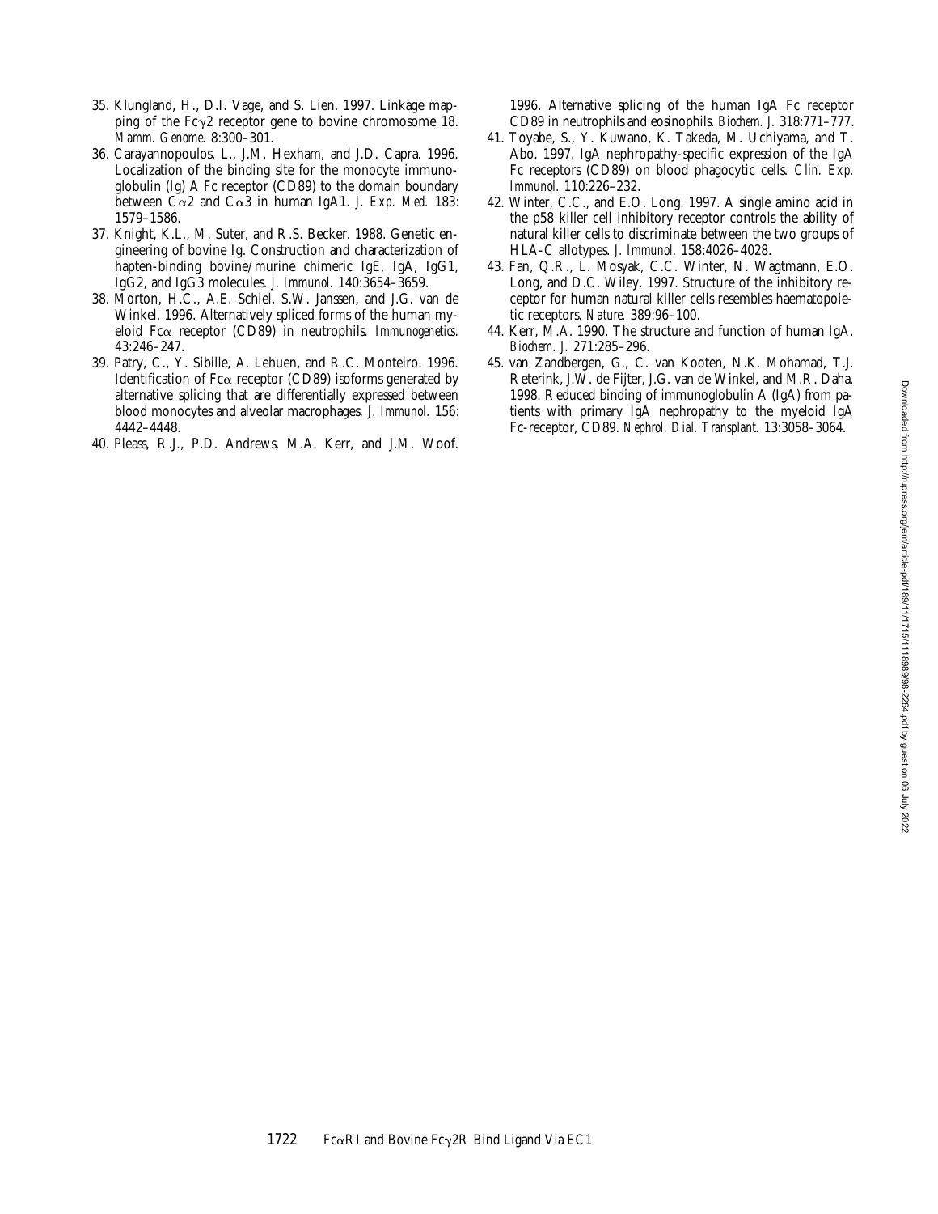35. Klungland, H., D.I. Vage, and S. Lien. 1997. Linkage mapping of the Fc$\gamma$2 receptor gene to bovine chromosome 18. *Mamm. Genome.* 8:300–301.
36. Carayannopoulos, L., J.M. Hexham, and J.D. Capra. 1996. Localization of the binding site for the monocyte immunoglobulin (Ig) A Fc receptor (CD89) to the domain boundary between C$\alpha$2 and C$\alpha$3 in human IgA1. *J. Exp. Med.* 183: 1579–1586.
37. Knight, K.L., M. Suter, and R.S. Becker. 1988. Genetic engineering of bovine Ig. Construction and characterization of hapten-binding bovine/murine chimeric IgE, IgA, IgG1, IgG2, and IgG3 molecules. *J. Immunol.* 140:3654–3659.
38. Morton, H.C., A.E. Schiel, S.W. Janssen, and J.G. van de Winkel. 1996. Alternatively spliced forms of the human myeloid Fc$\alpha$ receptor (CD89) in neutrophils. *Immunogenetics.* 43:246–247.
39. Patry, C., Y. Sibille, A. Lehuen, and R.C. Monteiro. 1996. Identification of Fc$\alpha$ receptor (CD89) isoforms generated by alternative splicing that are differentially expressed between blood monocytes and alveolar macrophages. *J. Immunol.* 156: 4442–4448.
40. Pleass, R.J., P.D. Andrews, M.A. Kerr, and J.M. Woof. 1996. Alternative splicing of the human IgA Fc receptor CD89 in neutrophils and eosinophils. *Biochem. J.* 318:771–777.
41. Toyabe, S., Y. Kuwano, K. Takeda, M. Uchiyama, and T. Abo. 1997. IgA nephropathy-specific expression of the IgA Fc receptors (CD89) on blood phagocytic cells. *Clin. Exp. Immunol.* 110:226–232.
42. Winter, C.C., and E.O. Long. 1997. A single amino acid in the p58 killer cell inhibitory receptor controls the ability of natural killer cells to discriminate between the two groups of HLA-C allotypes. *J. Immunol.* 158:4026–4028.
43. Fan, Q.R., L. Mosyak, C.C. Winter, N. Wagtmann, E.O. Long, and D.C. Wiley. 1997. Structure of the inhibitory receptor for human natural killer cells resembles haematopoietic receptors. *Nature.* 389:96–100.
44. Kerr, M.A. 1990. The structure and function of human IgA. *Biochem. J.* 271:285–296.
45. van Zandbergen, G., C. van Kooten, N.K. Mohamad, T.J. Reterink, J.W. de Fijter, J.G. van de Winkel, and M.R. Daha. 1998. Reduced binding of immunoglobulin A (IgA) from patients with primary IgA nephropathy to the myeloid IgA Fc-receptor, CD89. *Nephrol. Dial. Transplant.* 13:3058–3064.